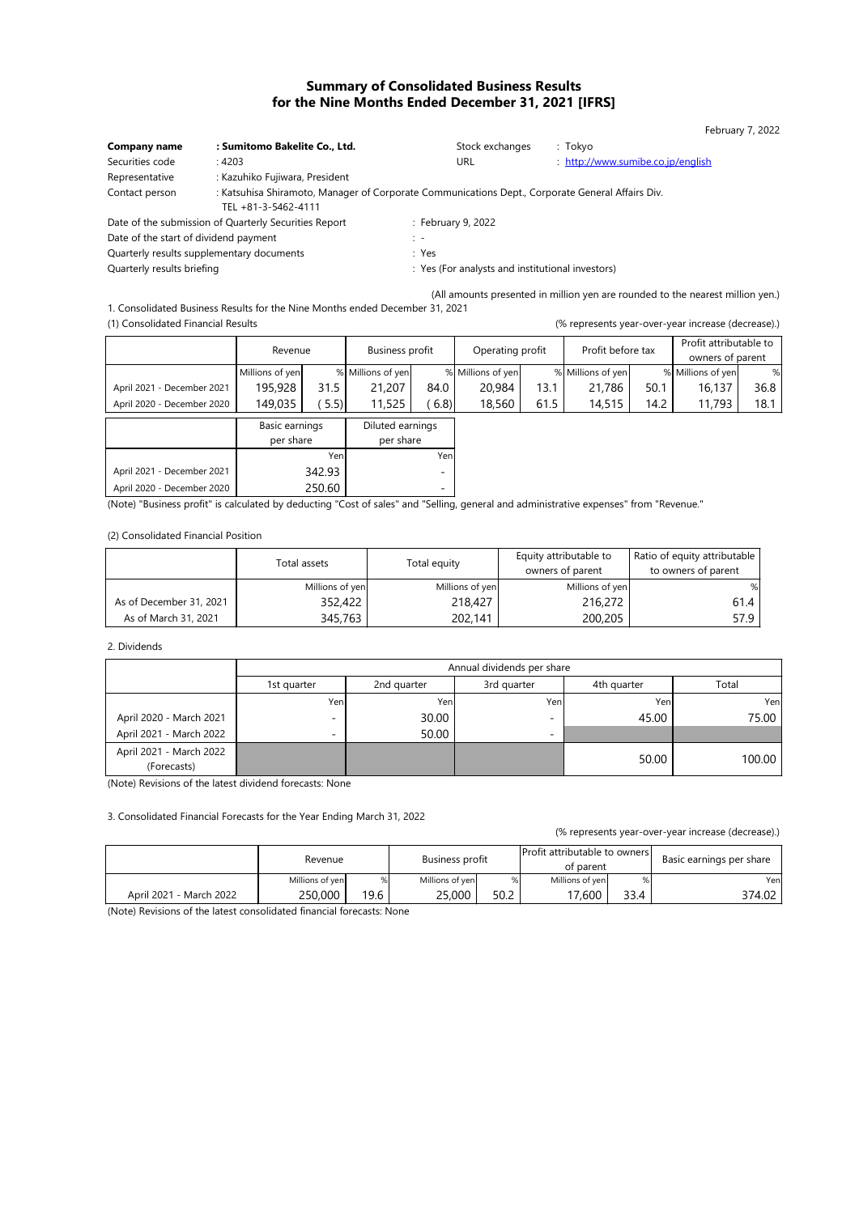# Summary of Consolidated Business Results for the Nine Months Ended December 31, 2021 [IFRS]

February 7, 2022

| | | | |
|---|---|---|---|
| **Company name** | **: Sumitomo Bakelite Co., Ltd.** | Stock exchanges | : Tokyo |
| Securities code | : 4203 | URL | : http://www.sumibe.co.jp/english |
| Representative | : Kazuhiko Fujiwara, President | | |
| Contact person | : Katsuhisa Shiramoto, Manager of Corporate Communications Dept., Corporate General Affairs Div. TEL +81-3-5462-4111 | | |

Date of the submission of Quarterly Securities Report : February 9, 2022
Date of the start of dividend payment : -
Quarterly results supplementary documents : Yes
Quarterly results briefing : Yes (For analysts and institutional investors)

(All amounts presented in million yen are rounded to the nearest million yen.)

1. Consolidated Business Results for the Nine Months ended December 31, 2021

(1) Consolidated Financial Results

(% represents year-over-year increase (decrease).)

| | Revenue | | Business profit | | Operating profit | | Profit before tax | | Profit attributable to owners of parent | |
|---|---|---|---|---|---|---|---|---|---|---|
| | Millions of yen | % | Millions of yen | % | Millions of yen | % | Millions of yen | % | Millions of yen | % |
| April 2021 - December 2021 | 195,928 | 31.5 | 21,207 | 84.0 | 20,984 | 13.1 | 21,786 | 50.1 | 16,137 | 36.8 |
| April 2020 - December 2020 | 149,035 | (5.5) | 11,525 | (6.8) | 18,560 | 61.5 | 14,515 | 14.2 | 11,793 | 18.1 |

| | Basic earnings per share | Diluted earnings per share |
|---|---|---|
| | Yen | Yen |
| April 2021 - December 2021 | 342.93 | - |
| April 2020 - December 2020 | 250.60 | - |

(Note) "Business profit" is calculated by deducting "Cost of sales" and "Selling, general and administrative expenses" from "Revenue."

(2) Consolidated Financial Position

| | Total assets | Total equity | Equity attributable to owners of parent | Ratio of equity attributable to owners of parent |
|---|---|---|---|---|
| | Millions of yen | Millions of yen | Millions of yen | % |
| As of December 31, 2021 | 352,422 | 218,427 | 216,272 | 61.4 |
| As of March 31, 2021 | 345,763 | 202,141 | 200,205 | 57.9 |

2. Dividends

| | Annual dividends per share | | | | |
|---|---|---|---|---|---|
| | 1st quarter | 2nd quarter | 3rd quarter | 4th quarter | Total |
| | Yen | Yen | Yen | Yen | Yen |
| April 2020 - March 2021 | - | 30.00 | - | 45.00 | 75.00 |
| April 2021 - March 2022 | - | 50.00 | - | | |
| April 2021 - March 2022 (Forecasts) | | | | 50.00 | 100.00 |

(Note) Revisions of the latest dividend forecasts: None

3. Consolidated Financial Forecasts for the Year Ending March 31, 2022

(% represents year-over-year increase (decrease).)

| | Revenue | | Business profit | | Profit attributable to owners of parent | | Basic earnings per share |
|---|---|---|---|---|---|---|---|
| | Millions of yen | % | Millions of yen | % | Millions of yen | % | Yen |
| April 2021 - March 2022 | 250,000 | 19.6 | 25,000 | 50.2 | 17,600 | 33.4 | 374.02 |

(Note) Revisions of the latest consolidated financial forecasts: None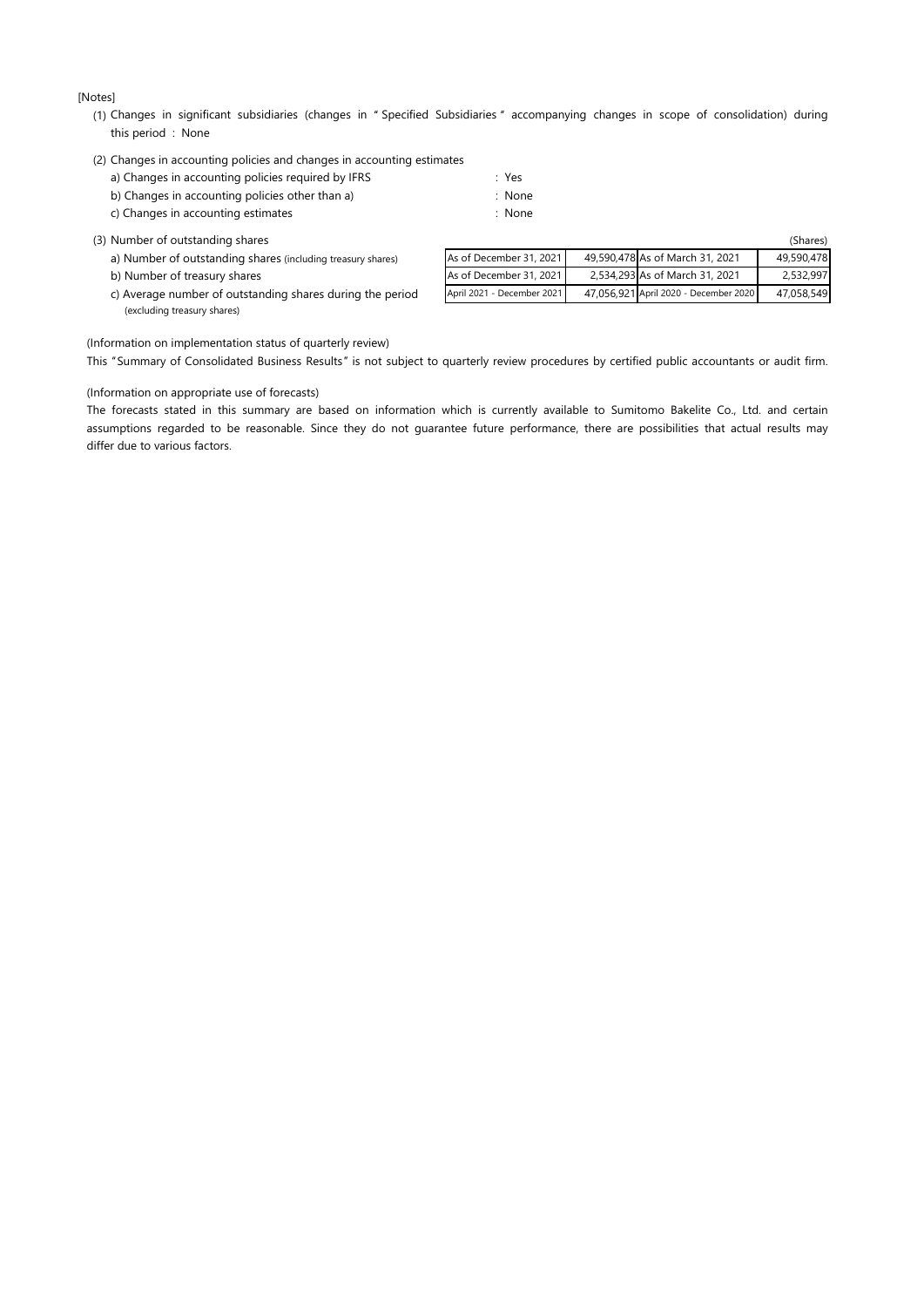[Notes]

(1) Changes in significant subsidiaries (changes in " Specified Subsidiaries " accompanying changes in scope of consolidation) during this period : None

(2) Changes in accounting policies and changes in accounting estimates

a) Changes in accounting policies required by IFRS : Yes

b) Changes in accounting policies other than a) : None

c) Changes in accounting estimates : None

(3) Number of outstanding shares (Shares)

| | | | | |
|---|---|---|---|---|
| a) Number of outstanding shares (including treasury shares) | As of December 31, 2021 | 49,590,478 | As of March 31, 2021 | 49,590,478 |
| b) Number of treasury shares | As of December 31, 2021 | 2,534,293 | As of March 31, 2021 | 2,532,997 |
| c) Average number of outstanding shares during the period (excluding treasury shares) | April 2021 - December 2021 | 47,056,921 | April 2020 - December 2020 | 47,058,549 |

(Information on implementation status of quarterly review)

This "Summary of Consolidated Business Results" is not subject to quarterly review procedures by certified public accountants or audit firm.

(Information on appropriate use of forecasts)

The forecasts stated in this summary are based on information which is currently available to Sumitomo Bakelite Co., Ltd. and certain assumptions regarded to be reasonable. Since they do not guarantee future performance, there are possibilities that actual results may differ due to various factors.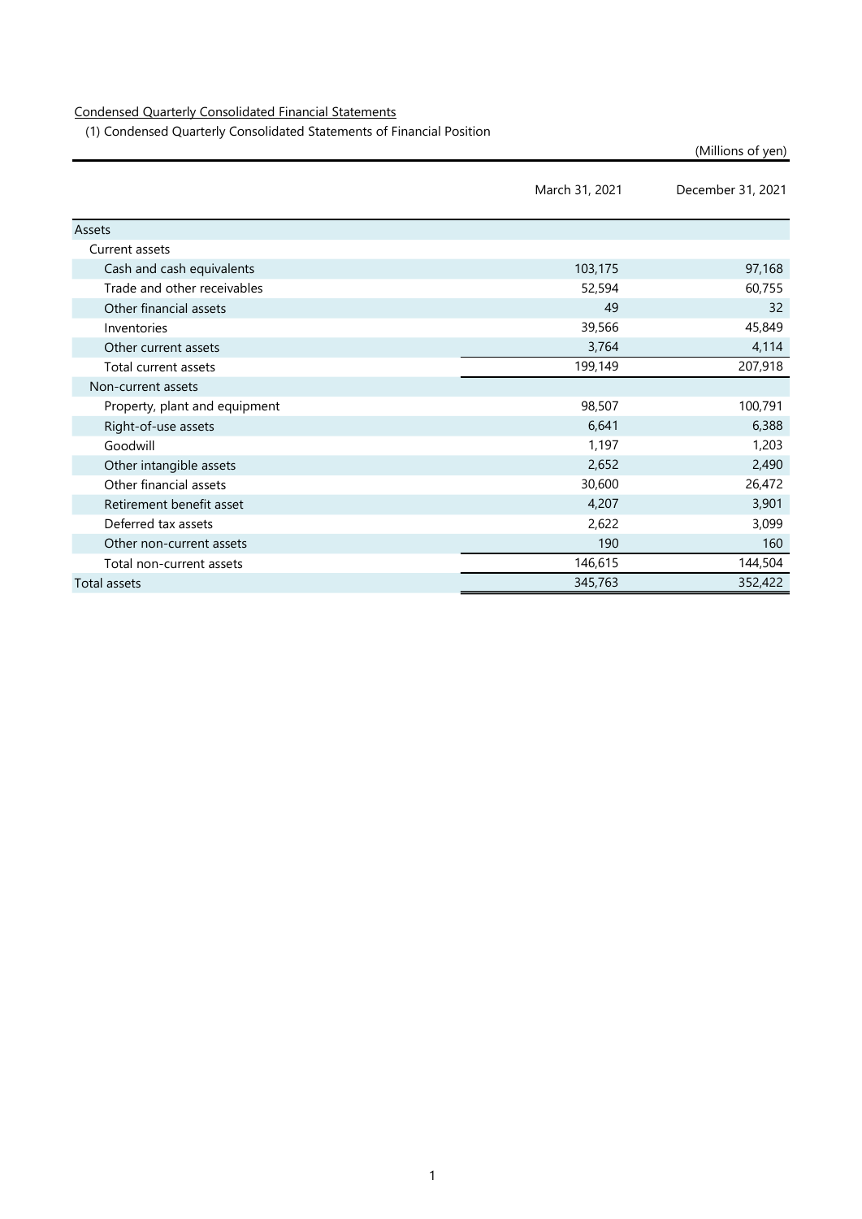Condensed Quarterly Consolidated Financial Statements

(1) Condensed Quarterly Consolidated Statements of Financial Position

(Millions of yen)

| | March 31, 2021 | December 31, 2021 |
|---|---|---|
| Assets | | |
| Current assets | | |
| Cash and cash equivalents | 103,175 | 97,168 |
| Trade and other receivables | 52,594 | 60,755 |
| Other financial assets | 49 | 32 |
| Inventories | 39,566 | 45,849 |
| Other current assets | 3,764 | 4,114 |
| Total current assets | 199,149 | 207,918 |
| Non-current assets | | |
| Property, plant and equipment | 98,507 | 100,791 |
| Right-of-use assets | 6,641 | 6,388 |
| Goodwill | 1,197 | 1,203 |
| Other intangible assets | 2,652 | 2,490 |
| Other financial assets | 30,600 | 26,472 |
| Retirement benefit asset | 4,207 | 3,901 |
| Deferred tax assets | 2,622 | 3,099 |
| Other non-current assets | 190 | 160 |
| Total non-current assets | 146,615 | 144,504 |
| Total assets | 345,763 | 352,422 |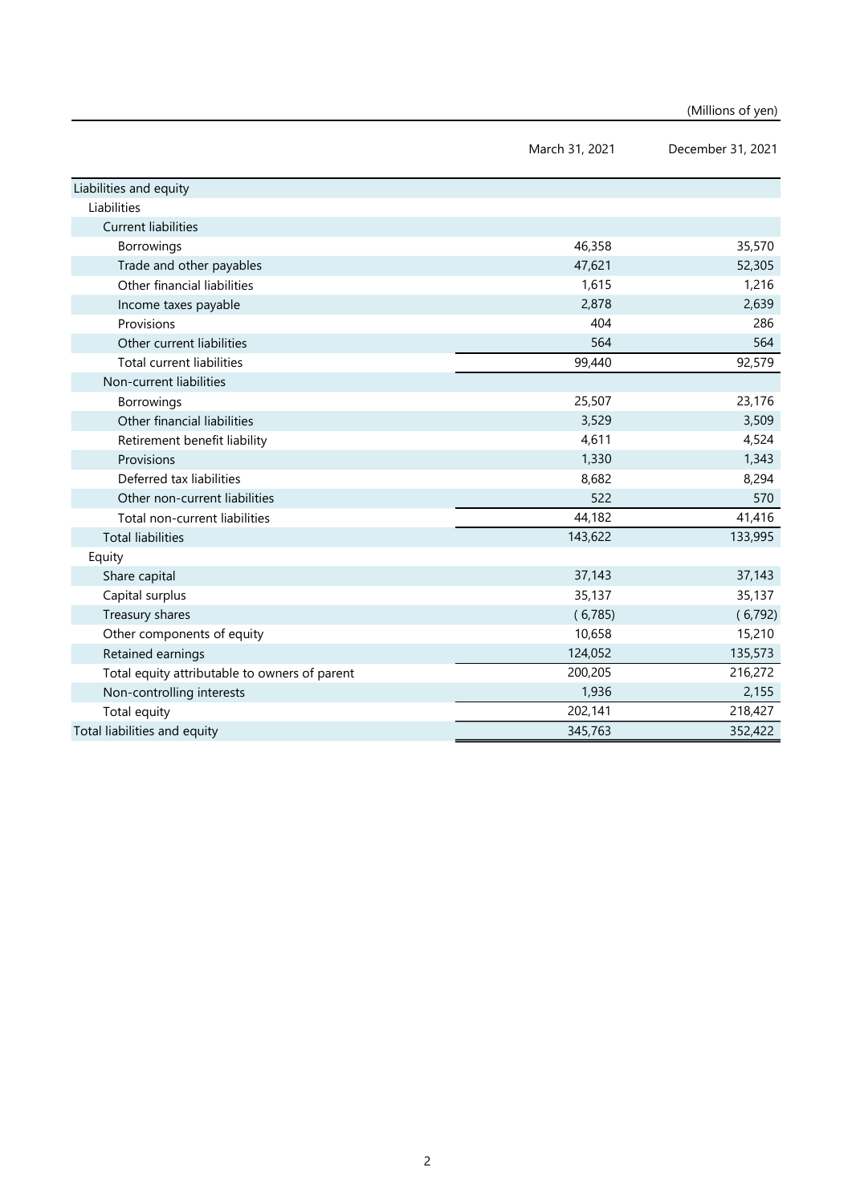(Millions of yen)

| | March 31, 2021 | December 31, 2021 |
|---|---|---|
| Liabilities and equity | | |
| Liabilities | | |
| Current liabilities | | |
| Borrowings | 46,358 | 35,570 |
| Trade and other payables | 47,621 | 52,305 |
| Other financial liabilities | 1,615 | 1,216 |
| Income taxes payable | 2,878 | 2,639 |
| Provisions | 404 | 286 |
| Other current liabilities | 564 | 564 |
| Total current liabilities | 99,440 | 92,579 |
| Non-current liabilities | | |
| Borrowings | 25,507 | 23,176 |
| Other financial liabilities | 3,529 | 3,509 |
| Retirement benefit liability | 4,611 | 4,524 |
| Provisions | 1,330 | 1,343 |
| Deferred tax liabilities | 8,682 | 8,294 |
| Other non-current liabilities | 522 | 570 |
| Total non-current liabilities | 44,182 | 41,416 |
| Total liabilities | 143,622 | 133,995 |
| Equity | | |
| Share capital | 37,143 | 37,143 |
| Capital surplus | 35,137 | 35,137 |
| Treasury shares | ( 6,785) | ( 6,792) |
| Other components of equity | 10,658 | 15,210 |
| Retained earnings | 124,052 | 135,573 |
| Total equity attributable to owners of parent | 200,205 | 216,272 |
| Non-controlling interests | 1,936 | 2,155 |
| Total equity | 202,141 | 218,427 |
| Total liabilities and equity | 345,763 | 352,422 |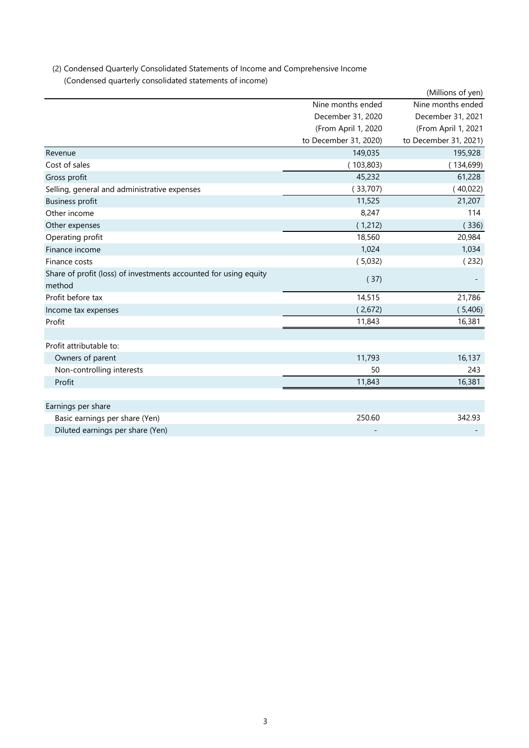(2) Condensed Quarterly Consolidated Statements of Income and Comprehensive Income

(Condensed quarterly consolidated statements of income)

(Millions of yen)

| | Nine months ended December 31, 2020 (From April 1, 2020 to December 31, 2020) | Nine months ended December 31, 2021 (From April 1, 2021 to December 31, 2021) |
|---|---|---|
| Revenue | 149,035 | 195,928 |
| Cost of sales | ( 103,803) | ( 134,699) |
| Gross profit | 45,232 | 61,228 |
| Selling, general and administrative expenses | ( 33,707) | ( 40,022) |
| Business profit | 11,525 | 21,207 |
| Other income | 8,247 | 114 |
| Other expenses | ( 1,212) | ( 336) |
| Operating profit | 18,560 | 20,984 |
| Finance income | 1,024 | 1,034 |
| Finance costs | ( 5,032) | ( 232) |
| Share of profit (loss) of investments accounted for using equity method | ( 37) | - |
| Profit before tax | 14,515 | 21,786 |
| Income tax expenses | ( 2,672) | ( 5,406) |
| Profit | 11,843 | 16,381 |
| | | |
| Profit attributable to: | | |
| Owners of parent | 11,793 | 16,137 |
| Non-controlling interests | 50 | 243 |
| Profit | 11,843 | 16,381 |
| | | |
| Earnings per share | | |
| Basic earnings per share (Yen) | 250.60 | 342.93 |
| Diluted earnings per share (Yen) | - | - |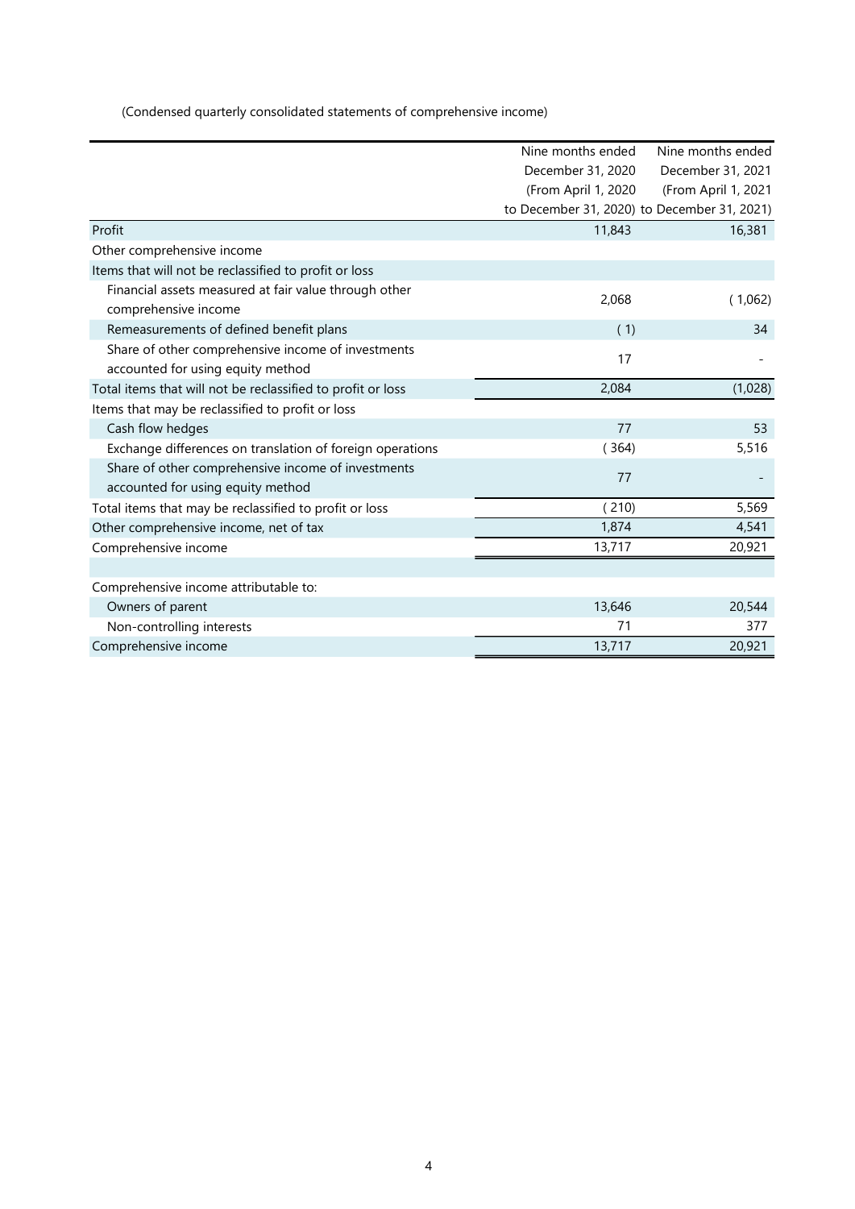(Condensed quarterly consolidated statements of comprehensive income)

| | Nine months ended December 31, 2020 (From April 1, 2020 to December 31, 2020) | Nine months ended December 31, 2021 (From April 1, 2021 to December 31, 2021) |
|---|---|---|
| Profit | 11,843 | 16,381 |
| Other comprehensive income | | |
| Items that will not be reclassified to profit or loss | | |
| Financial assets measured at fair value through other comprehensive income | 2,068 | ( 1,062) |
| Remeasurements of defined benefit plans | ( 1) | 34 |
| Share of other comprehensive income of investments accounted for using equity method | 17 | - |
| Total items that will not be reclassified to profit or loss | 2,084 | (1,028) |
| Items that may be reclassified to profit or loss | | |
| Cash flow hedges | 77 | 53 |
| Exchange differences on translation of foreign operations | ( 364) | 5,516 |
| Share of other comprehensive income of investments accounted for using equity method | 77 | - |
| Total items that may be reclassified to profit or loss | ( 210) | 5,569 |
| Other comprehensive income, net of tax | 1,874 | 4,541 |
| Comprehensive income | 13,717 | 20,921 |
| | | |
| Comprehensive income attributable to: | | |
| Owners of parent | 13,646 | 20,544 |
| Non-controlling interests | 71 | 377 |
| Comprehensive income | 13,717 | 20,921 |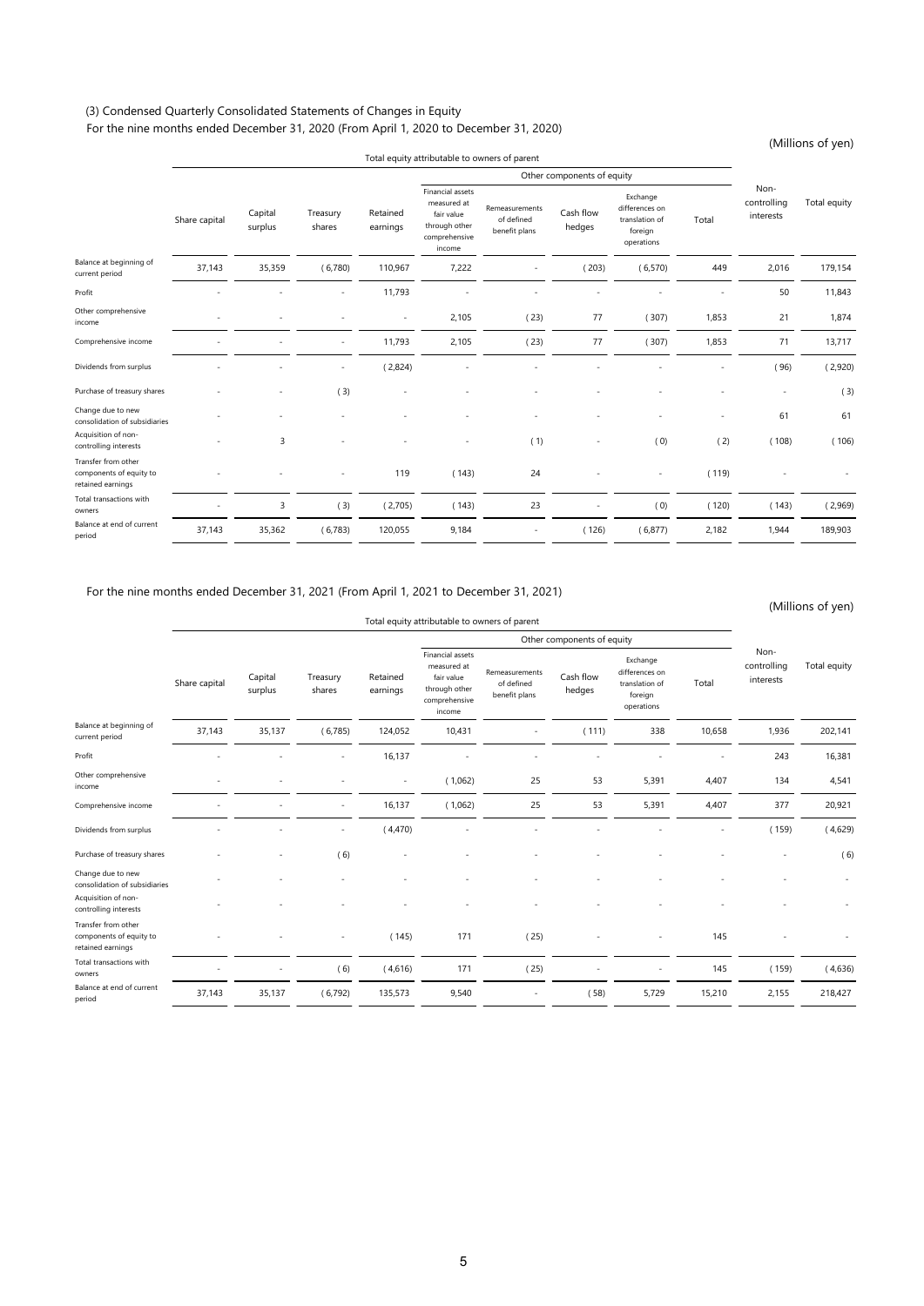### (3) Condensed Quarterly Consolidated Statements of Changes in Equity

For the nine months ended December 31, 2020 (From April 1, 2020 to December 31, 2020)

(Millions of yen)

| | Total equity attributable to owners of parent | | | | | | | | | Non-controlling interests | Total equity |
|---|---|---|---|---|---|---|---|---|---|---|---|
| | | | | | Other components of equity | | | | | | |
| | Share capital | Capital surplus | Treasury shares | Retained earnings | Financial assets measured at fair value through other comprehensive income | Remeasurements of defined benefit plans | Cash flow hedges | Exchange differences on translation of foreign operations | Total | | |
| Balance at beginning of current period | 37,143 | 35,359 | (6,780) | 110,967 | 7,222 | - | (203) | (6,570) | 449 | 2,016 | 179,154 |
| Profit | - | - | - | 11,793 | - | - | - | - | - | 50 | 11,843 |
| Other comprehensive income | - | - | - | - | 2,105 | (23) | 77 | (307) | 1,853 | 21 | 1,874 |
| Comprehensive income | - | - | - | 11,793 | 2,105 | (23) | 77 | (307) | 1,853 | 71 | 13,717 |
| Dividends from surplus | - | - | - | (2,824) | - | - | - | - | - | (96) | (2,920) |
| Purchase of treasury shares | - | - | (3) | - | - | - | - | - | - | - | (3) |
| Change due to new consolidation of subsidiaries | - | - | - | - | - | - | - | - | - | 61 | 61 |
| Acquisition of non-controlling interests | - | 3 | - | - | - | (1) | - | (0) | (2) | (108) | (106) |
| Transfer from other components of equity to retained earnings | - | - | - | 119 | (143) | 24 | - | - | (119) | - | - |
| Total transactions with owners | - | 3 | (3) | (2,705) | (143) | 23 | - | (0) | (120) | (143) | (2,969) |
| Balance at end of current period | 37,143 | 35,362 | (6,783) | 120,055 | 9,184 | - | (126) | (6,877) | 2,182 | 1,944 | 189,903 |

For the nine months ended December 31, 2021 (From April 1, 2021 to December 31, 2021)

(Millions of yen)

| | Total equity attributable to owners of parent | | | | | | | | | Non-controlling interests | Total equity |
|---|---|---|---|---|---|---|---|---|---|---|---|
| | | | | | Other components of equity | | | | | | |
| | Share capital | Capital surplus | Treasury shares | Retained earnings | Financial assets measured at fair value through other comprehensive income | Remeasurements of defined benefit plans | Cash flow hedges | Exchange differences on translation of foreign operations | Total | | |
| Balance at beginning of current period | 37,143 | 35,137 | (6,785) | 124,052 | 10,431 | - | (111) | 338 | 10,658 | 1,936 | 202,141 |
| Profit | - | - | - | 16,137 | - | - | - | - | - | 243 | 16,381 |
| Other comprehensive income | - | - | - | - | (1,062) | 25 | 53 | 5,391 | 4,407 | 134 | 4,541 |
| Comprehensive income | - | - | - | 16,137 | (1,062) | 25 | 53 | 5,391 | 4,407 | 377 | 20,921 |
| Dividends from surplus | - | - | - | (4,470) | - | - | - | - | - | (159) | (4,629) |
| Purchase of treasury shares | - | - | (6) | - | - | - | - | - | - | - | (6) |
| Change due to new consolidation of subsidiaries | - | - | - | - | - | - | - | - | - | - | - |
| Acquisition of non-controlling interests | - | - | - | - | - | - | - | - | - | - | - |
| Transfer from other components of equity to retained earnings | - | - | - | (145) | 171 | (25) | - | - | 145 | - | - |
| Total transactions with owners | - | - | (6) | (4,616) | 171 | (25) | - | - | 145 | (159) | (4,636) |
| Balance at end of current period | 37,143 | 35,137 | (6,792) | 135,573 | 9,540 | - | (58) | 5,729 | 15,210 | 2,155 | 218,427 |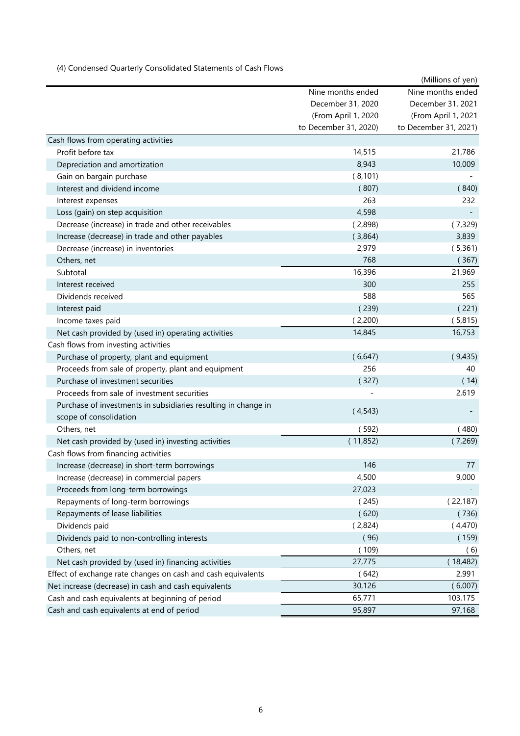(4) Condensed Quarterly Consolidated Statements of Cash Flows

(Millions of yen)

| | Nine months ended December 31, 2020 (From April 1, 2020 to December 31, 2020) | Nine months ended December 31, 2021 (From April 1, 2021 to December 31, 2021) |
|---|---|---|
| Cash flows from operating activities | | |
| Profit before tax | 14,515 | 21,786 |
| Depreciation and amortization | 8,943 | 10,009 |
| Gain on bargain purchase | ( 8,101) | - |
| Interest and dividend income | ( 807) | ( 840) |
| Interest expenses | 263 | 232 |
| Loss (gain) on step acquisition | 4,598 | - |
| Decrease (increase) in trade and other receivables | ( 2,898) | ( 7,329) |
| Increase (decrease) in trade and other payables | ( 3,864) | 3,839 |
| Decrease (increase) in inventories | 2,979 | ( 5,361) |
| Others, net | 768 | ( 367) |
| Subtotal | 16,396 | 21,969 |
| Interest received | 300 | 255 |
| Dividends received | 588 | 565 |
| Interest paid | ( 239) | ( 221) |
| Income taxes paid | ( 2,200) | ( 5,815) |
| Net cash provided by (used in) operating activities | 14,845 | 16,753 |
| Cash flows from investing activities | | |
| Purchase of property, plant and equipment | ( 6,647) | ( 9,435) |
| Proceeds from sale of property, plant and equipment | 256 | 40 |
| Purchase of investment securities | ( 327) | ( 14) |
| Proceeds from sale of investment securities | - | 2,619 |
| Purchase of investments in subsidiaries resulting in change in scope of consolidation | ( 4,543) | - |
| Others, net | ( 592) | ( 480) |
| Net cash provided by (used in) investing activities | ( 11,852) | ( 7,269) |
| Cash flows from financing activities | | |
| Increase (decrease) in short-term borrowings | 146 | 77 |
| Increase (decrease) in commercial papers | 4,500 | 9,000 |
| Proceeds from long-term borrowings | 27,023 | - |
| Repayments of long-term borrowings | ( 245) | ( 22,187) |
| Repayments of lease liabilities | ( 620) | ( 736) |
| Dividends paid | ( 2,824) | ( 4,470) |
| Dividends paid to non-controlling interests | ( 96) | ( 159) |
| Others, net | ( 109) | ( 6) |
| Net cash provided by (used in) financing activities | 27,775 | ( 18,482) |
| Effect of exchange rate changes on cash and cash equivalents | ( 642) | 2,991 |
| Net increase (decrease) in cash and cash equivalents | 30,126 | ( 6,007) |
| Cash and cash equivalents at beginning of period | 65,771 | 103,175 |
| Cash and cash equivalents at end of period | 95,897 | 97,168 |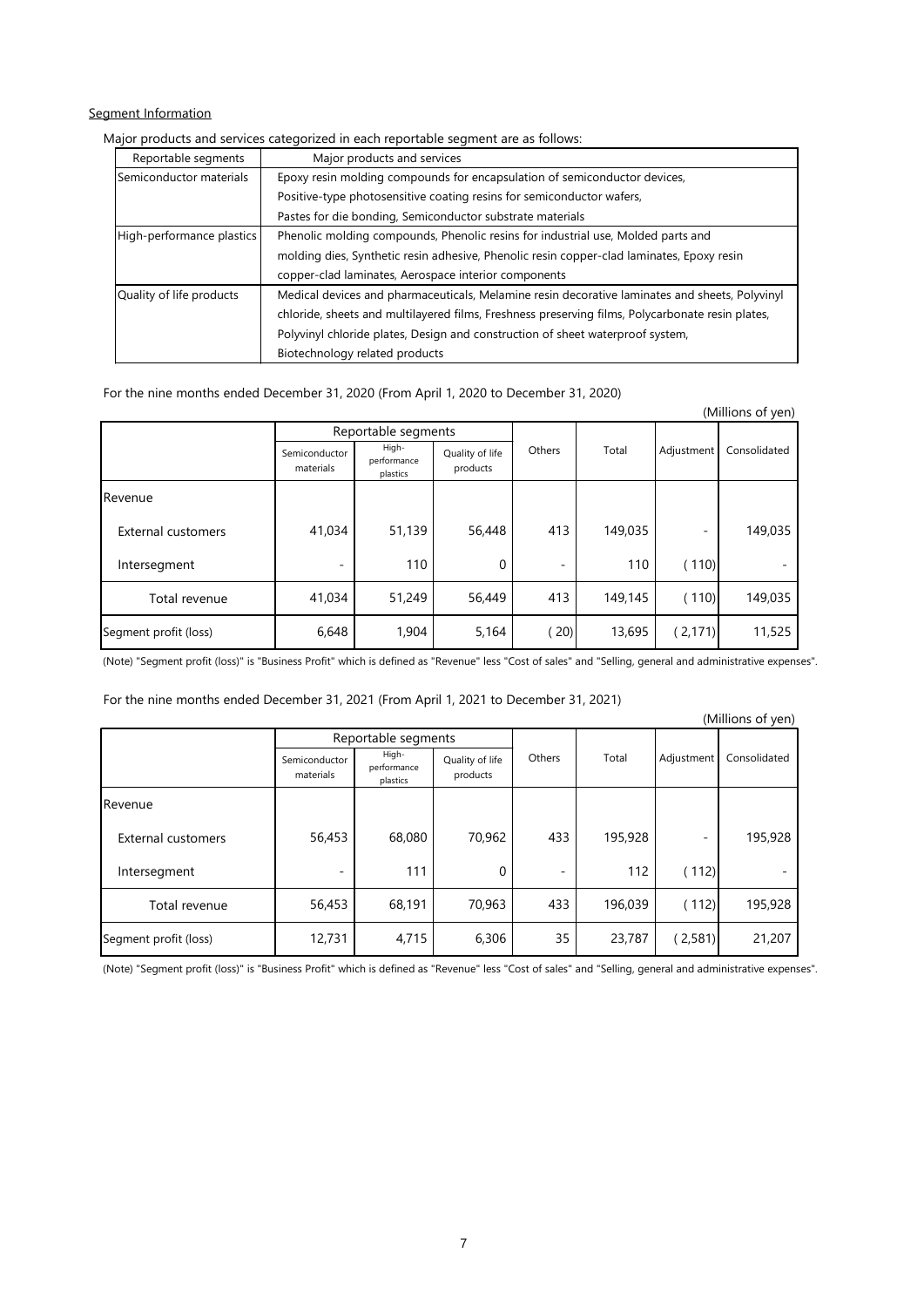## Segment Information

Major products and services categorized in each reportable segment are as follows:

| Reportable segments | Major products and services |
|---|---|
| Semiconductor materials | Epoxy resin molding compounds for encapsulation of semiconductor devices, Positive-type photosensitive coating resins for semiconductor wafers, Pastes for die bonding, Semiconductor substrate materials |
| High-performance plastics | Phenolic molding compounds, Phenolic resins for industrial use, Molded parts and molding dies, Synthetic resin adhesive, Phenolic resin copper-clad laminates, Epoxy resin copper-clad laminates, Aerospace interior components |
| Quality of life products | Medical devices and pharmaceuticals, Melamine resin decorative laminates and sheets, Polyvinyl chloride, sheets and multilayered films, Freshness preserving films, Polycarbonate resin plates, Polyvinyl chloride plates, Design and construction of sheet waterproof system, Biotechnology related products |

For the nine months ended December 31, 2020 (From April 1, 2020 to December 31, 2020)

(Millions of yen)

| | Reportable segments | | | Others | Total | Adjustment | Consolidated |
|---|---|---|---|---|---|---|---|
| | Semiconductor materials | High-performance plastics | Quality of life products | | | | |
| Revenue | | | | | | | |
| External customers | 41,034 | 51,139 | 56,448 | 413 | 149,035 | - | 149,035 |
| Intersegment | - | 110 | 0 | - | 110 | (110) | - |
| Total revenue | 41,034 | 51,249 | 56,449 | 413 | 149,145 | (110) | 149,035 |
| Segment profit (loss) | 6,648 | 1,904 | 5,164 | (20) | 13,695 | (2,171) | 11,525 |

(Note) "Segment profit (loss)" is "Business Profit" which is defined as "Revenue" less "Cost of sales" and "Selling, general and administrative expenses".

For the nine months ended December 31, 2021 (From April 1, 2021 to December 31, 2021)

(Millions of yen)

| | Reportable segments | | | Others | Total | Adjustment | Consolidated |
|---|---|---|---|---|---|---|---|
| | Semiconductor materials | High-performance plastics | Quality of life products | | | | |
| Revenue | | | | | | | |
| External customers | 56,453 | 68,080 | 70,962 | 433 | 195,928 | - | 195,928 |
| Intersegment | - | 111 | 0 | - | 112 | (112) | - |
| Total revenue | 56,453 | 68,191 | 70,963 | 433 | 196,039 | (112) | 195,928 |
| Segment profit (loss) | 12,731 | 4,715 | 6,306 | 35 | 23,787 | (2,581) | 21,207 |

(Note) "Segment profit (loss)" is "Business Profit" which is defined as "Revenue" less "Cost of sales" and "Selling, general and administrative expenses".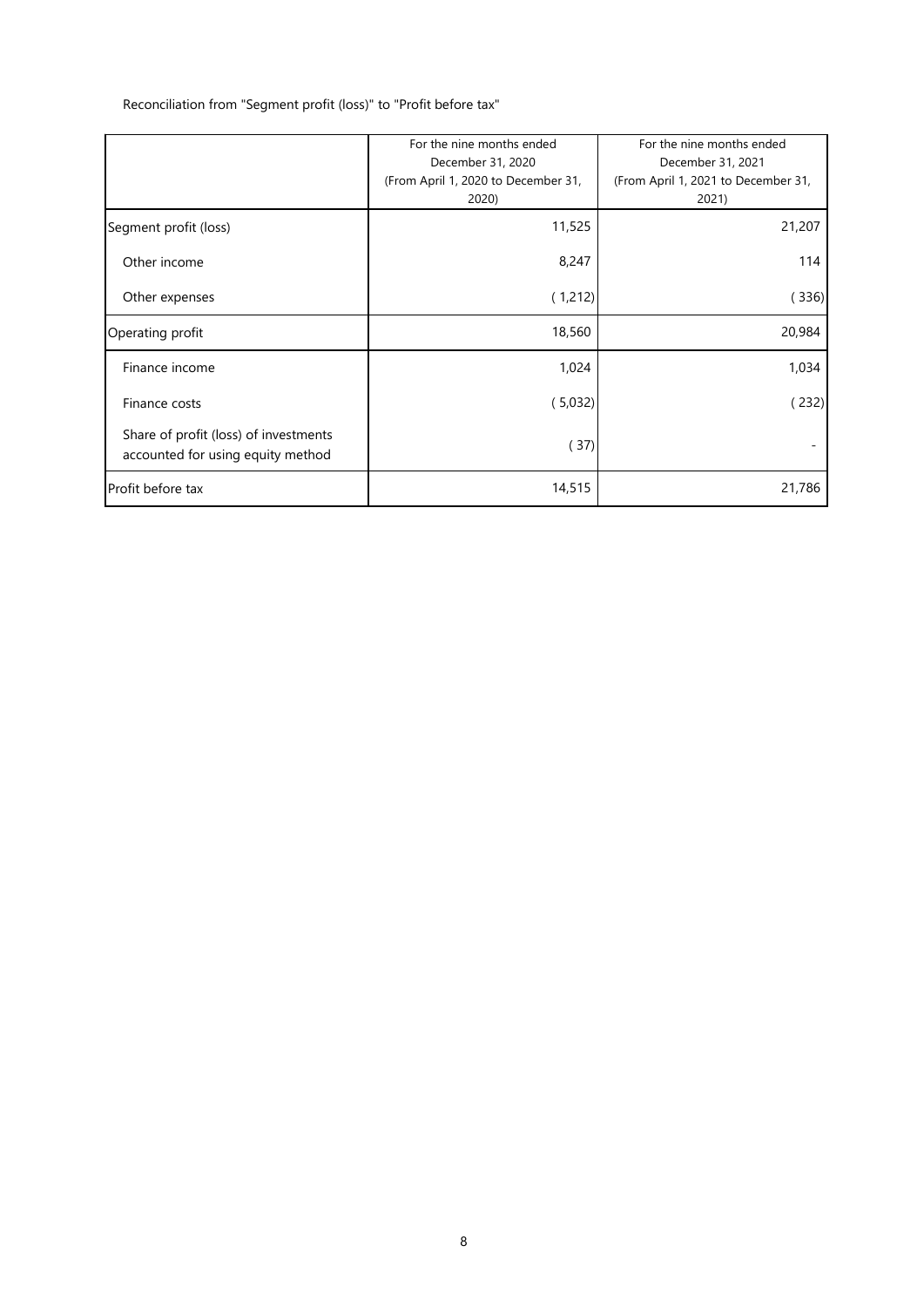Reconciliation from "Segment profit (loss)" to "Profit before tax"

| | For the nine months ended December 31, 2020 (From April 1, 2020 to December 31, 2020) | For the nine months ended December 31, 2021 (From April 1, 2021 to December 31, 2021) |
|---|---|---|
| Segment profit (loss) | 11,525 | 21,207 |
| Other income | 8,247 | 114 |
| Other expenses | ( 1,212) | ( 336) |
| Operating profit | 18,560 | 20,984 |
| Finance income | 1,024 | 1,034 |
| Finance costs | ( 5,032) | ( 232) |
| Share of profit (loss) of investments accounted for using equity method | ( 37) | - |
| Profit before tax | 14,515 | 21,786 |